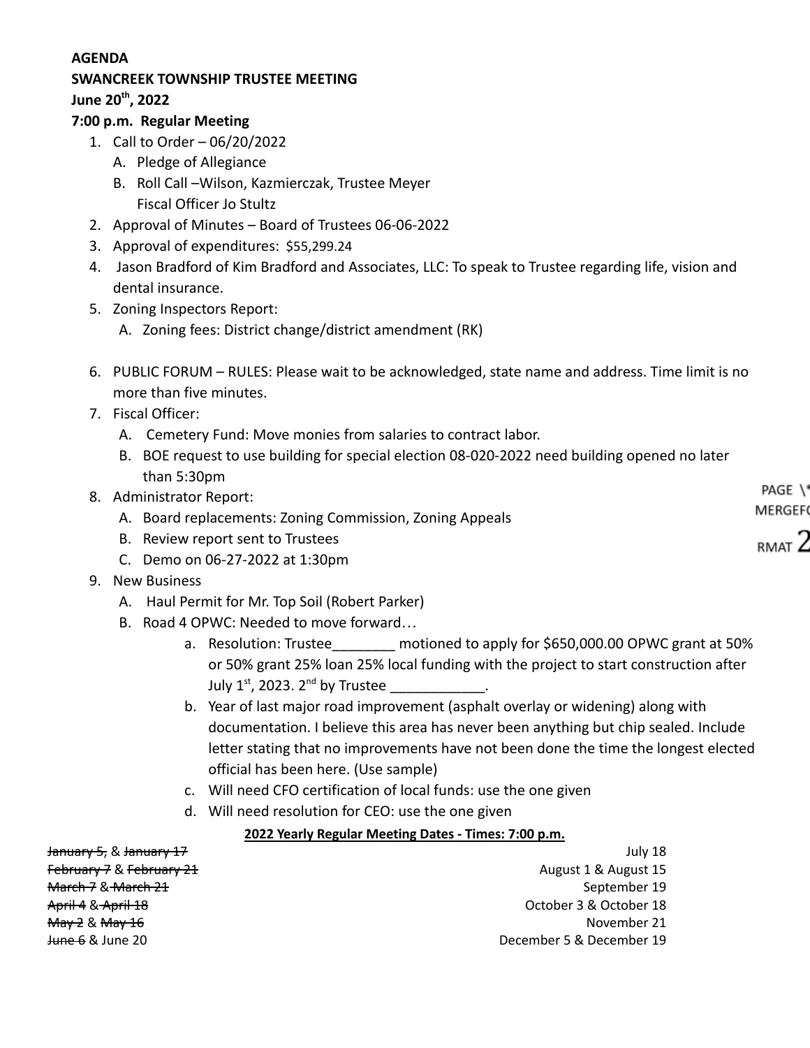**AGENDA**
**SWANCREEK TOWNSHIP TRUSTEE MEETING**
**June 20th, 2022**
**7:00 p.m. Regular Meeting**

1. Call to Order – 06/20/2022
   - A. Pledge of Allegiance
   - B. Roll Call –Wilson, Kazmierczak, Trustee Meyer
     Fiscal Officer Jo Stultz
2. Approval of Minutes – Board of Trustees 06-06-2022
3. Approval of expenditures: $55,299.24
4. Jason Bradford of Kim Bradford and Associates, LLC: To speak to Trustee regarding life, vision and dental insurance.
5. Zoning Inspectors Report:
   - A. Zoning fees: District change/district amendment (RK)
6. PUBLIC FORUM – RULES: Please wait to be acknowledged, state name and address. Time limit is no more than five minutes.
7. Fiscal Officer:
   - A. Cemetery Fund: Move monies from salaries to contract labor.
   - B. BOE request to use building for special election 08-020-2022 need building opened no later than 5:30pm
8. Administrator Report:
   - A. Board replacements: Zoning Commission, Zoning Appeals
   - B. Review report sent to Trustees
   - C. Demo on 06-27-2022 at 1:30pm
9. New Business
   - A. Haul Permit for Mr. Top Soil (Robert Parker)
   - B. Road 4 OPWC: Needed to move forward…
     - a. Resolution: Trustee________ motioned to apply for $650,000.00 OPWC grant at 50% or 50% grant 25% loan 25% local funding with the project to start construction after July 1st, 2023. 2nd by Trustee ____________.
     - b. Year of last major road improvement (asphalt overlay or widening) along with documentation. I believe this area has never been anything but chip sealed. Include letter stating that no improvements have not been done the time the longest elected official has been here. (Use sample)
     - c. Will need CFO certification of local funds: use the one given
     - d. Will need resolution for CEO: use the one given

**2022 Yearly Regular Meeting Dates - Times: 7:00 p.m.**

| | |
|---|---|
| ~~January 5~~, & ~~January 17~~ | July 18 |
| ~~February 7~~ & ~~February 21~~ | August 1 & August 15 |
| ~~March 7~~ & ~~March 21~~ | September 19 |
| ~~April 4~~ & ~~April 18~~ | October 3 & October 18 |
| ~~May 2~~ & ~~May 16~~ | November 21 |
| ~~June 6~~ & June 20 | December 5 & December 19 |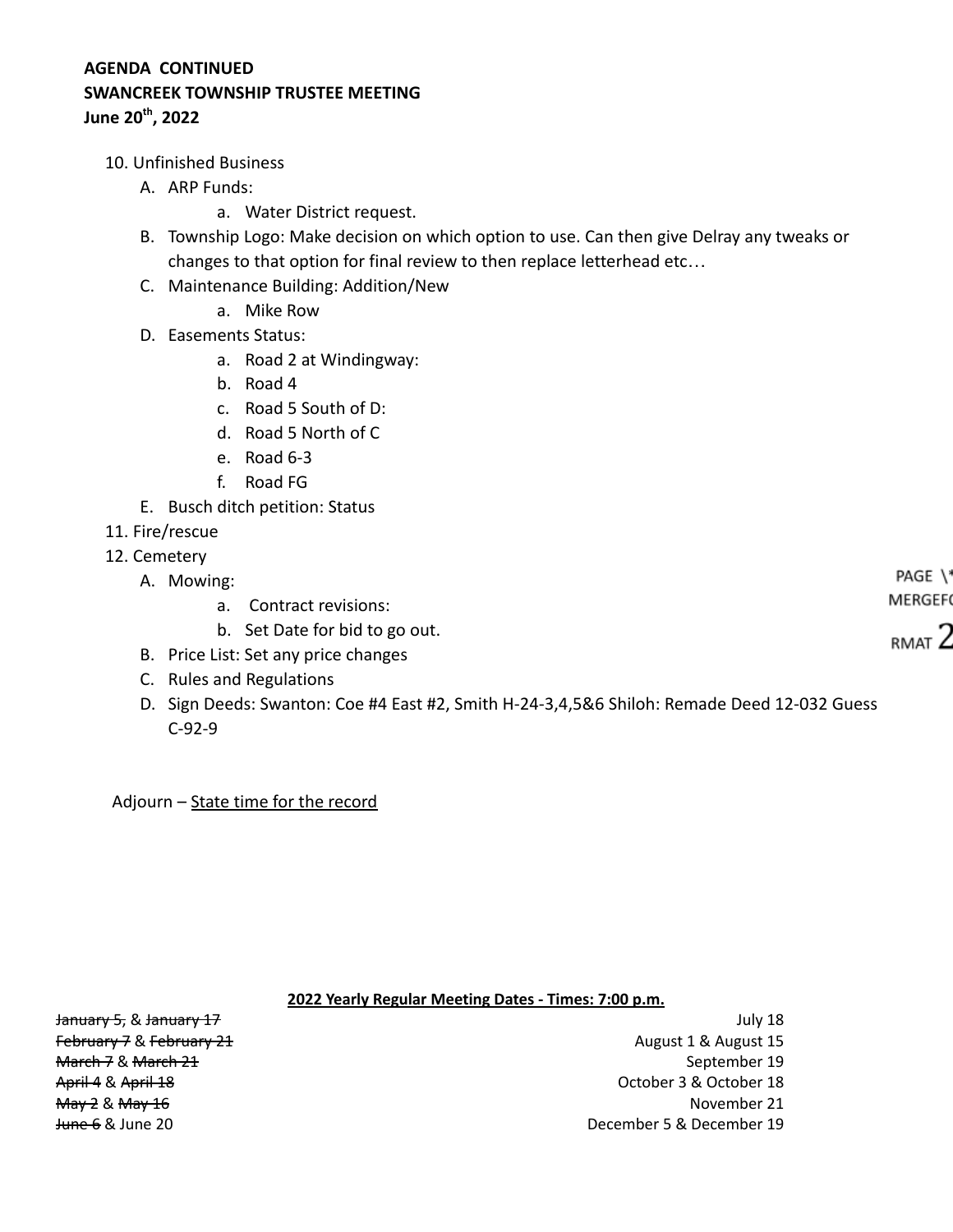**AGENDA CONTINUED**
**SWANCREEK TOWNSHIP TRUSTEE MEETING**
**June 20th, 2022**

10. Unfinished Business
    - A. ARP Funds:
        - a. Water District request.
    - B. Township Logo: Make decision on which option to use. Can then give Delray any tweaks or changes to that option for final review to then replace letterhead etc…
    - C. Maintenance Building: Addition/New
        - a. Mike Row
    - D. Easements Status:
        - a. Road 2 at Windingway:
        - b. Road 4
        - c. Road 5 South of D:
        - d. Road 5 North of C
        - e. Road 6-3
        - f. Road FG
    - E. Busch ditch petition: Status
11. Fire/rescue
12. Cemetery
    - A. Mowing:
        - a. Contract revisions:
        - b. Set Date for bid to go out.
    - B. Price List: Set any price changes
    - C. Rules and Regulations
    - D. Sign Deeds: Swanton: Coe #4 East #2, Smith H-24-3,4,5&6 Shiloh: Remade Deed 12-032 Guess C-92-9

Adjourn – State time for the record

**2022 Yearly Regular Meeting Dates - Times: 7:00 p.m.**

| | |
|---|---|
| ~~January 5,~~ & ~~January 17~~ | July 18 |
| ~~February 7~~ & ~~February 21~~ | August 1 & August 15 |
| ~~March 7~~ & ~~March 21~~ | September 19 |
| ~~April 4~~ & ~~April 18~~ | October 3 & October 18 |
| ~~May 2~~ & ~~May 16~~ | November 21 |
| ~~June 6~~ & June 20 | December 5 & December 19 |